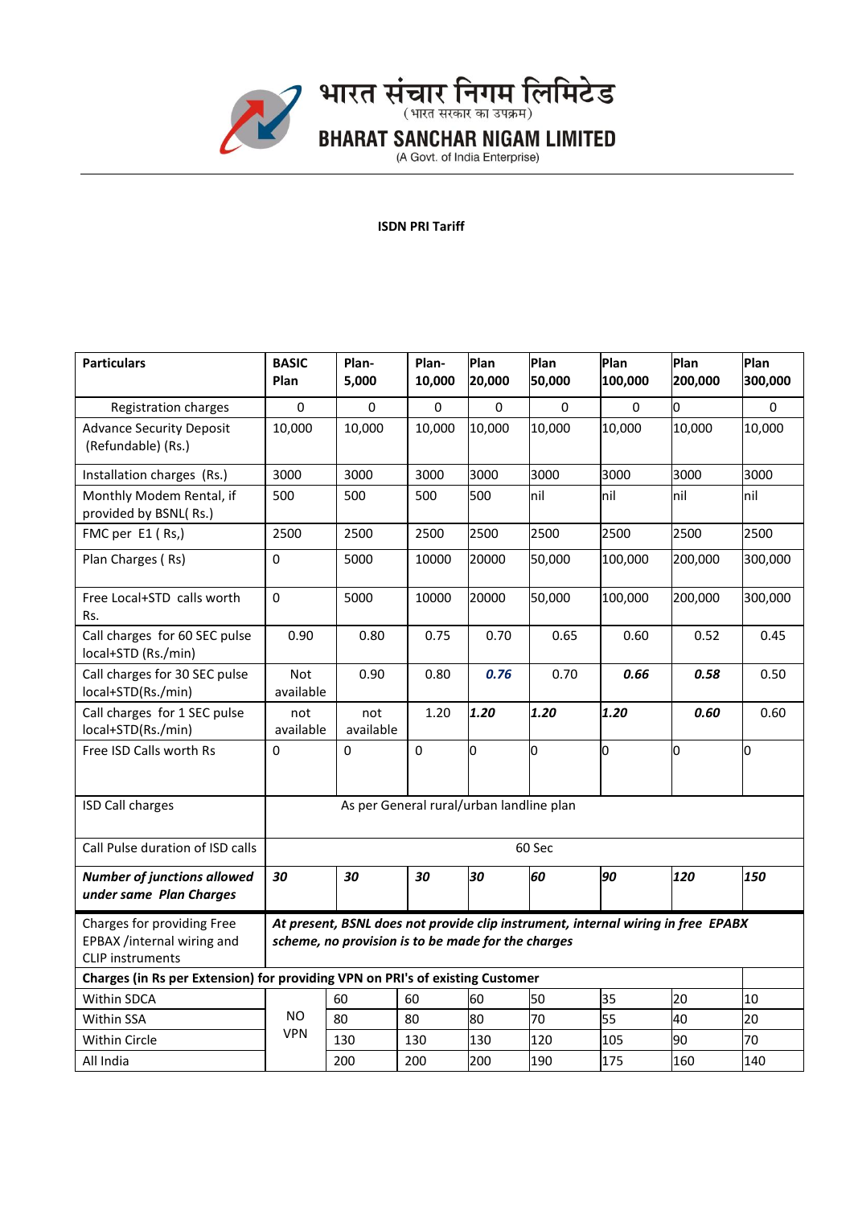भारत संचार निगम लिमिटेड
(भारत सरकार का उपक्रम)

**BHARAT SANCHAR NIGAM LIMITED**
(A Govt. of India Enterprise)

**ISDN PRI Tariff**

| **Particulars** | **BASIC Plan** | **Plan-5,000** | **Plan-10,000** | **Plan 20,000** | **Plan 50,000** | **Plan 100,000** | **Plan 200,000** | **Plan 300,000** |
|---|---|---|---|---|---|---|---|---|
| Registration charges | 0 | 0 | 0 | 0 | 0 | 0 | 0 | 0 |
| Advance Security Deposit (Refundable) (Rs.) | 10,000 | 10,000 | 10,000 | 10,000 | 10,000 | 10,000 | 10,000 | 10,000 |
| Installation charges (Rs.) | 3000 | 3000 | 3000 | 3000 | 3000 | 3000 | 3000 | 3000 |
| Monthly Modem Rental, if provided by BSNL( Rs.) | 500 | 500 | 500 | 500 | nil | nil | nil | nil |
| FMC per E1 ( Rs,) | 2500 | 2500 | 2500 | 2500 | 2500 | 2500 | 2500 | 2500 |
| Plan Charges ( Rs) | 0 | 5000 | 10000 | 20000 | 50,000 | 100,000 | 200,000 | 300,000 |
| Free Local+STD calls worth Rs. | 0 | 5000 | 10000 | 20000 | 50,000 | 100,000 | 200,000 | 300,000 |
| Call charges for 60 SEC pulse local+STD (Rs./min) | 0.90 | 0.80 | 0.75 | 0.70 | 0.65 | 0.60 | 0.52 | 0.45 |
| Call charges for 30 SEC pulse local+STD(Rs./min) | Not available | 0.90 | 0.80 | ***0.76*** | 0.70 | ***0.66*** | ***0.58*** | 0.50 |
| Call charges for 1 SEC pulse local+STD(Rs./min) | not available | not available | 1.20 | ***1.20*** | ***1.20*** | ***1.20*** | ***0.60*** | 0.60 |
| Free ISD Calls worth Rs | 0 | 0 | 0 | 0 | 0 | 0 | 0 | 0 |
| ISD Call charges | As per General rural/urban landline plan | | | | | | | |
| Call Pulse duration of ISD calls | 60 Sec | | | | | | | |
| ***Number of junctions allowed under same Plan Charges*** | ***30*** | ***30*** | ***30*** | ***30*** | ***60*** | ***90*** | ***120*** | ***150*** |
| Charges for providing Free EPBAX /internal wiring and CLIP instruments | ***At present, BSNL does not provide clip instrument, internal wiring in free EPABX scheme, no provision is to be made for the charges*** | | | | | | | |
| **Charges (in Rs per Extension) for providing VPN on PRI's of existing Customer** | | | | | | | | |
| Within SDCA | NO VPN | 60 | 60 | 60 | 50 | 35 | 20 | 10 |
| Within SSA | | 80 | 80 | 80 | 70 | 55 | 40 | 20 |
| Within Circle | | 130 | 130 | 130 | 120 | 105 | 90 | 70 |
| All India | | 200 | 200 | 200 | 190 | 175 | 160 | 140 |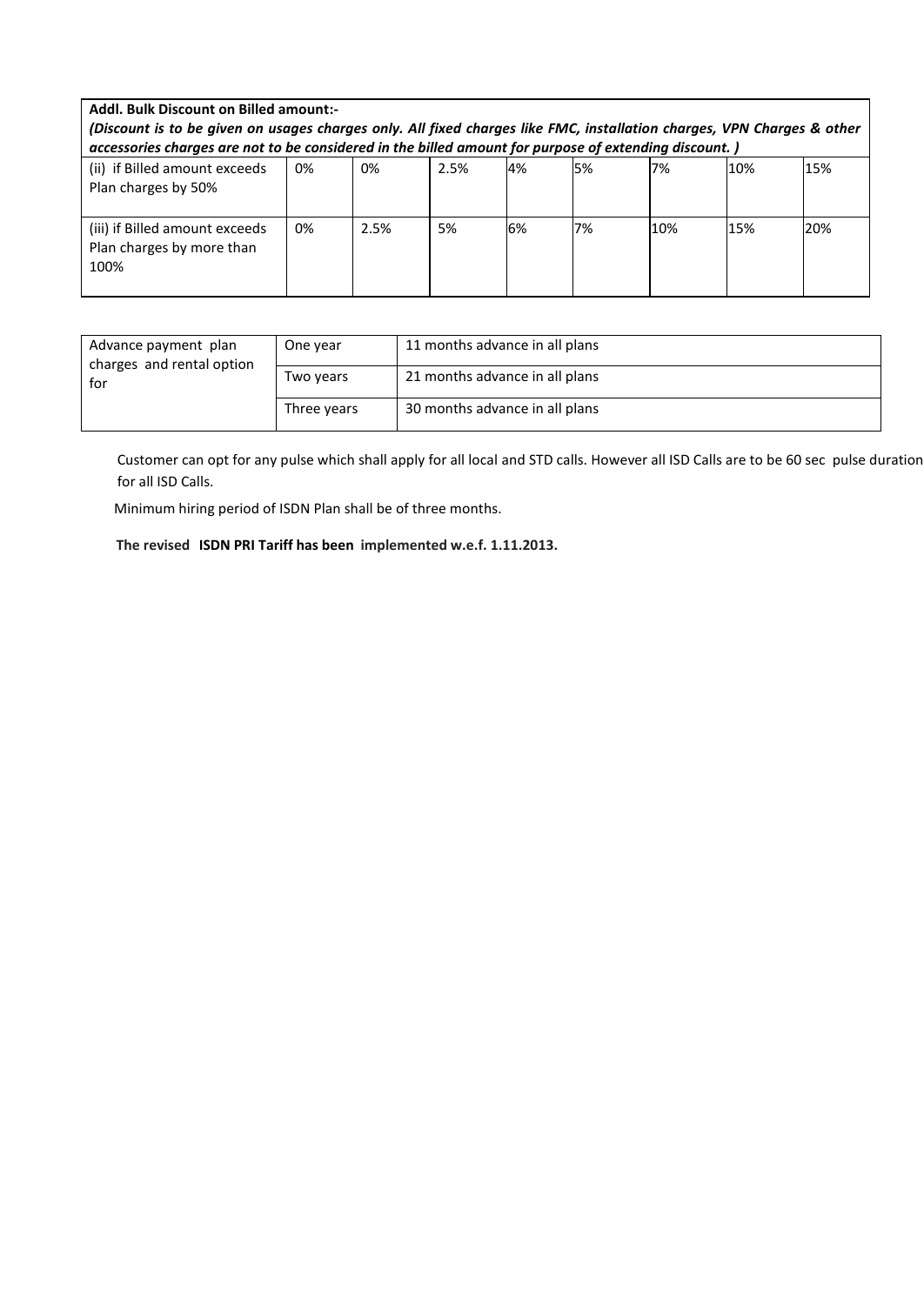**Addl. Bulk Discount on Billed amount:-**

***(Discount is to be given on usages charges only. All fixed charges like FMC, installation charges, VPN Charges & other accessories charges are not to be considered in the billed amount for purpose of extending discount. )***

| | | | | | | | | |
|---|---|---|---|---|---|---|---|---|
| (ii) if Billed amount exceeds Plan charges by 50% | 0% | 0% | 2.5% | 4% | 5% | 7% | 10% | 15% |
| (iii) if Billed amount exceeds Plan charges by more than 100% | 0% | 2.5% | 5% | 6% | 7% | 10% | 15% | 20% |

| | | |
|---|---|---|
| Advance payment plan charges and rental option for | One year | 11 months advance in all plans |
| | Two years | 21 months advance in all plans |
| | Three years | 30 months advance in all plans |

Customer can opt for any pulse which shall apply for all local and STD calls. However all ISD Calls are to be 60 sec pulse duration for all ISD Calls.

Minimum hiring period of ISDN Plan shall be of three months.

**The revised ISDN PRI Tariff has been implemented w.e.f. 1.11.2013.**